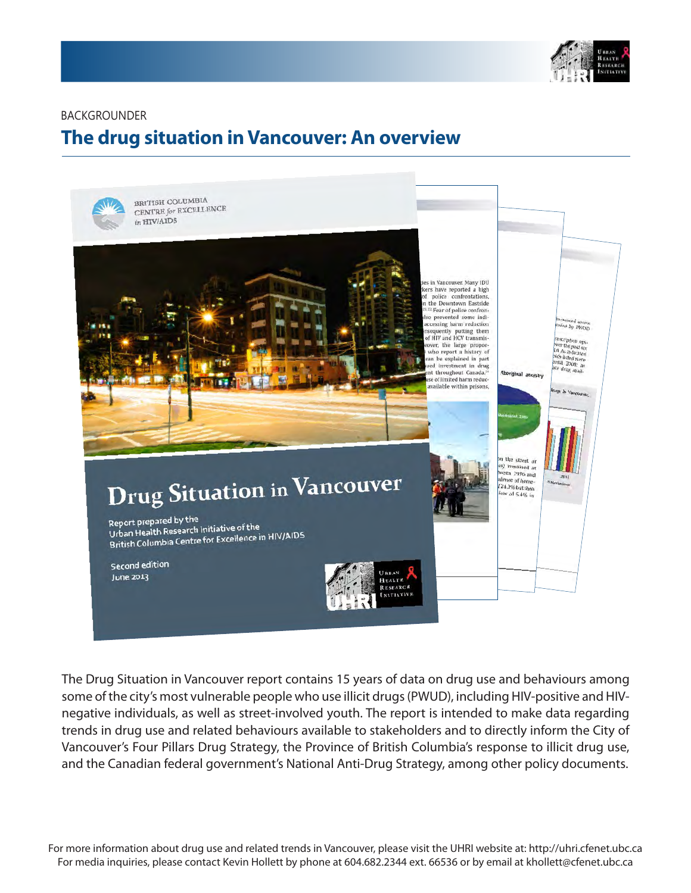BACKGROUNDER

# The drug situation in Vancouver: An overview

The Drug Situation in Vancouver report contains 15 years of data on drug use and behaviours among some of the city's most vulnerable people who use illicit drugs (PWUD), including HIV-positive and HIV-negative individuals, as well as street-involved youth. The report is intended to make data regarding trends in drug use and related behaviours available to stakeholders and to directly inform the City of Vancouver's Four Pillars Drug Strategy, the Province of British Columbia's response to illicit drug use, and the Canadian federal government's National Anti-Drug Strategy, among other policy documents.

For more information about drug use and related trends in Vancouver, please visit the UHRI website at: http://uhri.cfenet.ubc.ca
For media inquiries, please contact Kevin Hollett by phone at 604.682.2344 ext. 66536 or by email at khollett@cfenet.ubc.ca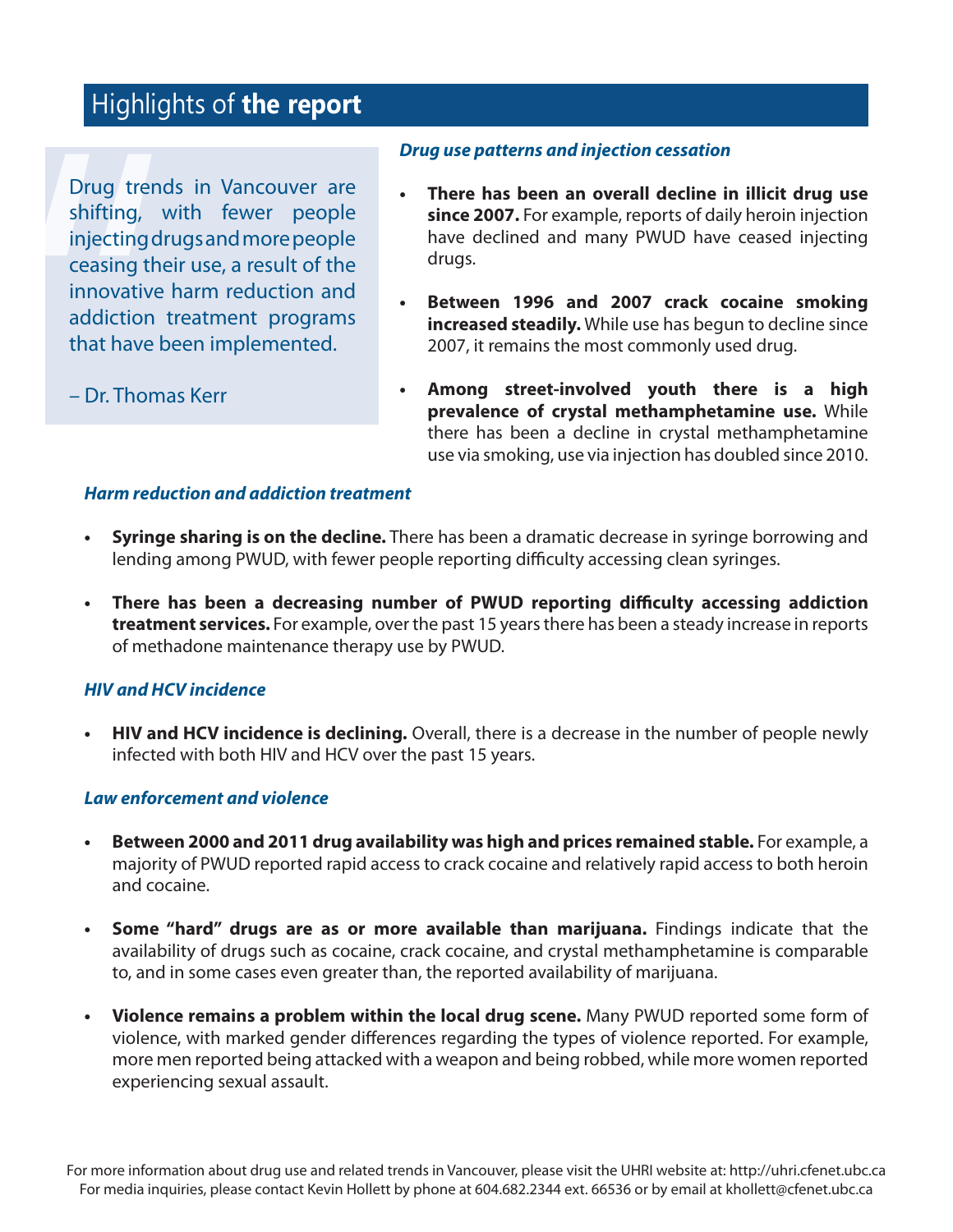## Highlights of **the report**

> Drug trends in Vancouver are shifting, with fewer people injecting drugs and more people ceasing their use, a result of the innovative harm reduction and addiction treatment programs that have been implemented.
>
> – Dr. Thomas Kerr

### *Drug use patterns and injection cessation*

- **There has been an overall decline in illicit drug use since 2007.** For example, reports of daily heroin injection have declined and many PWUD have ceased injecting drugs.
- **Between 1996 and 2007 crack cocaine smoking increased steadily.** While use has begun to decline since 2007, it remains the most commonly used drug.
- **Among street-involved youth there is a high prevalence of crystal methamphetamine use.** While there has been a decline in crystal methamphetamine use via smoking, use via injection has doubled since 2010.

### *Harm reduction and addiction treatment*

- **Syringe sharing is on the decline.** There has been a dramatic decrease in syringe borrowing and lending among PWUD, with fewer people reporting difficulty accessing clean syringes.
- **There has been a decreasing number of PWUD reporting difficulty accessing addiction treatment services.** For example, over the past 15 years there has been a steady increase in reports of methadone maintenance therapy use by PWUD.

### *HIV and HCV incidence*

- **HIV and HCV incidence is declining.** Overall, there is a decrease in the number of people newly infected with both HIV and HCV over the past 15 years.

### *Law enforcement and violence*

- **Between 2000 and 2011 drug availability was high and prices remained stable.** For example, a majority of PWUD reported rapid access to crack cocaine and relatively rapid access to both heroin and cocaine.
- **Some "hard" drugs are as or more available than marijuana.** Findings indicate that the availability of drugs such as cocaine, crack cocaine, and crystal methamphetamine is comparable to, and in some cases even greater than, the reported availability of marijuana.
- **Violence remains a problem within the local drug scene.** Many PWUD reported some form of violence, with marked gender differences regarding the types of violence reported. For example, more men reported being attacked with a weapon and being robbed, while more women reported experiencing sexual assault.

For more information about drug use and related trends in Vancouver, please visit the UHRI website at: http://uhri.cfenet.ubc.ca
For media inquiries, please contact Kevin Hollett by phone at 604.682.2344 ext. 66536 or by email at khollett@cfenet.ubc.ca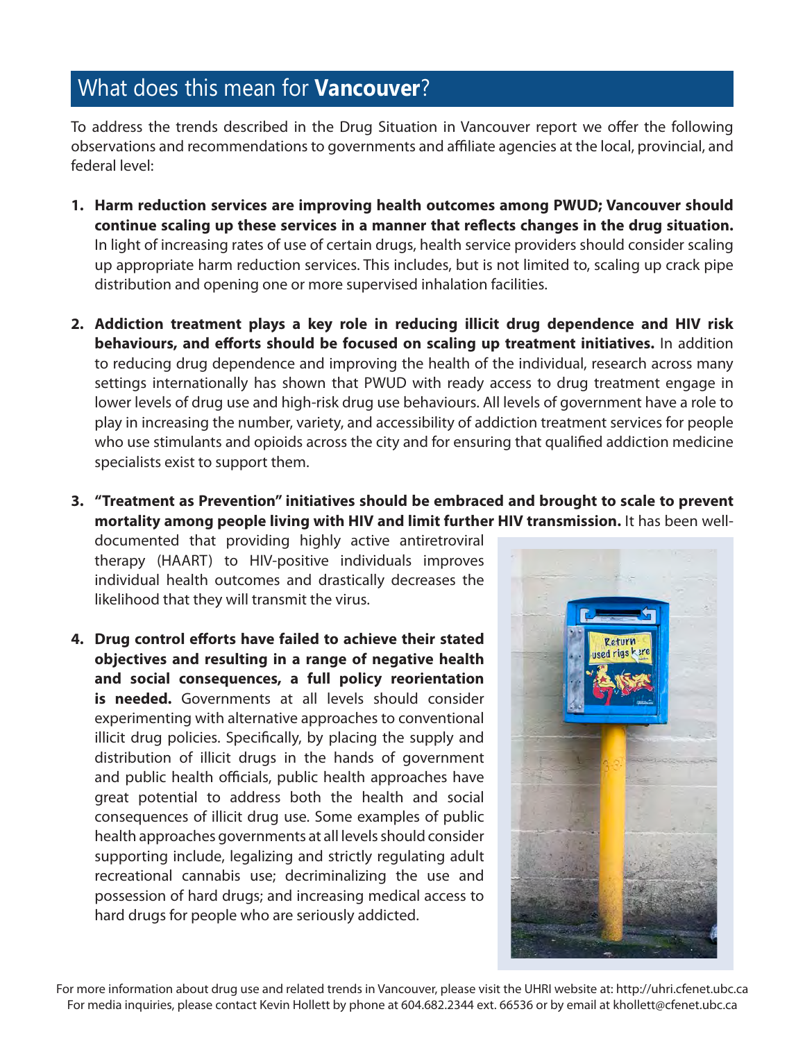## What does this mean for **Vancouver**?

To address the trends described in the Drug Situation in Vancouver report we offer the following observations and recommendations to governments and affiliate agencies at the local, provincial, and federal level:

1. **Harm reduction services are improving health outcomes among PWUD; Vancouver should continue scaling up these services in a manner that reflects changes in the drug situation.** In light of increasing rates of use of certain drugs, health service providers should consider scaling up appropriate harm reduction services. This includes, but is not limited to, scaling up crack pipe distribution and opening one or more supervised inhalation facilities.

2. **Addiction treatment plays a key role in reducing illicit drug dependence and HIV risk behaviours, and efforts should be focused on scaling up treatment initiatives.** In addition to reducing drug dependence and improving the health of the individual, research across many settings internationally has shown that PWUD with ready access to drug treatment engage in lower levels of drug use and high-risk drug use behaviours. All levels of government have a role to play in increasing the number, variety, and accessibility of addiction treatment services for people who use stimulants and opioids across the city and for ensuring that qualified addiction medicine specialists exist to support them.

3. **"Treatment as Prevention" initiatives should be embraced and brought to scale to prevent mortality among people living with HIV and limit further HIV transmission.** It has been well-documented that providing highly active antiretroviral therapy (HAART) to HIV-positive individuals improves individual health outcomes and drastically decreases the likelihood that they will transmit the virus.

4. **Drug control efforts have failed to achieve their stated objectives and resulting in a range of negative health and social consequences, a full policy reorientation is needed.** Governments at all levels should consider experimenting with alternative approaches to conventional illicit drug policies. Specifically, by placing the supply and distribution of illicit drugs in the hands of government and public health officials, public health approaches have great potential to address both the health and social consequences of illicit drug use. Some examples of public health approaches governments at all levels should consider supporting include, legalizing and strictly regulating adult recreational cannabis use; decriminalizing the use and possession of hard drugs; and increasing medical access to hard drugs for people who are seriously addicted.

For more information about drug use and related trends in Vancouver, please visit the UHRI website at: http://uhri.cfenet.ubc.ca
For media inquiries, please contact Kevin Hollett by phone at 604.682.2344 ext. 66536 or by email at khollett@cfenet.ubc.ca